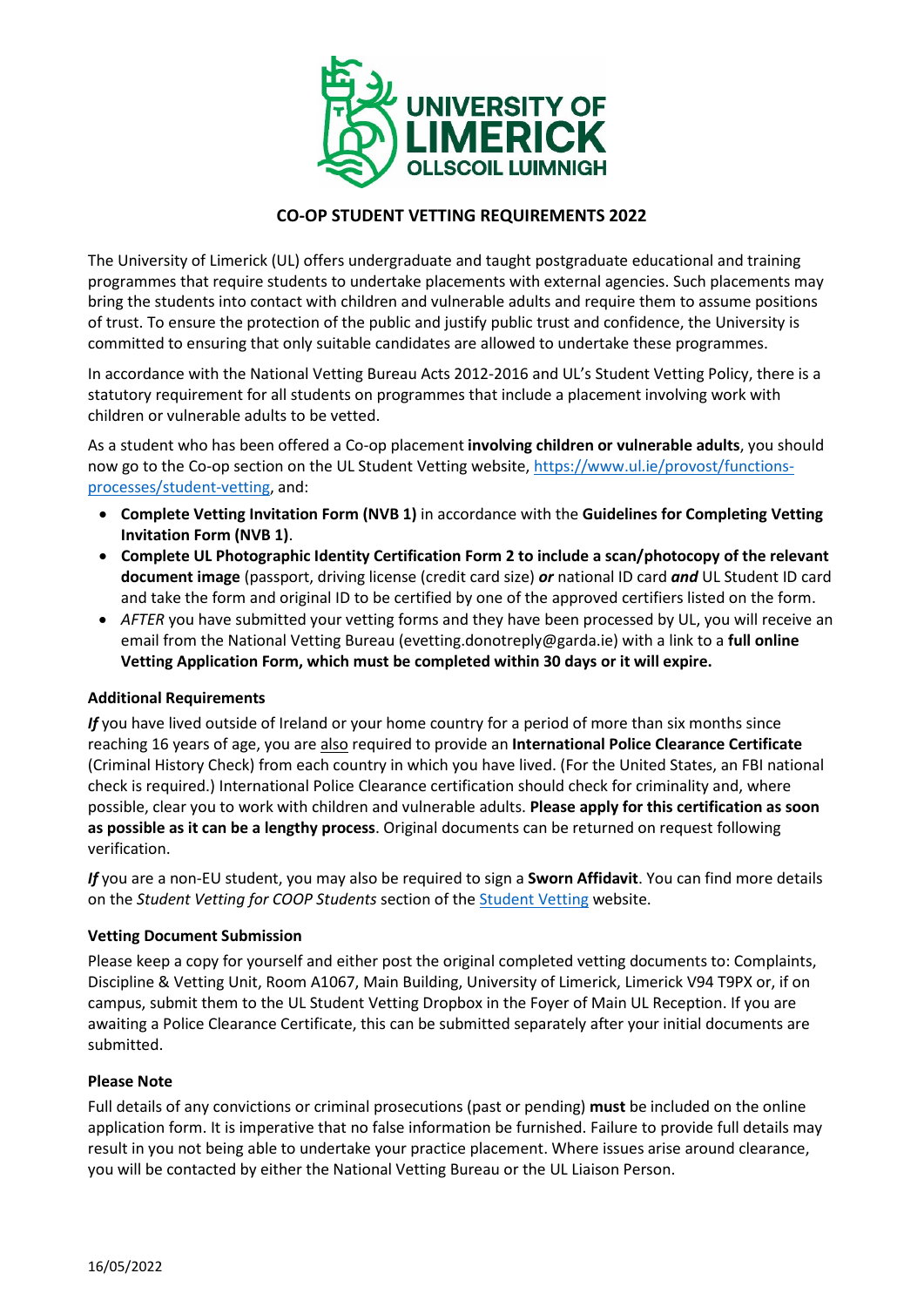# CO-OP STUDENT VETTING REQUIREMENTS 2022

The University of Limerick (UL) offers undergraduate and taught postgraduate educational and training programmes that require students to undertake placements with external agencies. Such placements may bring the students into contact with children and vulnerable adults and require them to assume positions of trust. To ensure the protection of the public and justify public trust and confidence, the University is committed to ensuring that only suitable candidates are allowed to undertake these programmes.

In accordance with the National Vetting Bureau Acts 2012-2016 and UL's Student Vetting Policy, there is a statutory requirement for all students on programmes that include a placement involving work with children or vulnerable adults to be vetted.

As a student who has been offered a Co-op placement **involving children or vulnerable adults**, you should now go to the Co-op section on the UL Student Vetting website, https://www.ul.ie/provost/functions-processes/student-vetting, and:

- **Complete Vetting Invitation Form (NVB 1)** in accordance with the **Guidelines for Completing Vetting Invitation Form (NVB 1)**.
- **Complete UL Photographic Identity Certification Form 2 to include a scan/photocopy of the relevant document image** (passport, driving license (credit card size) ***or*** national ID card ***and*** UL Student ID card and take the form and original ID to be certified by one of the approved certifiers listed on the form.
- *AFTER* you have submitted your vetting forms and they have been processed by UL, you will receive an email from the National Vetting Bureau (evetting.donotreply@garda.ie) with a link to a **full online Vetting Application Form, which must be completed within 30 days or it will expire.**

**Additional Requirements**

***If*** you have lived outside of Ireland or your home country for a period of more than six months since reaching 16 years of age, you are also required to provide an **International Police Clearance Certificate** (Criminal History Check) from each country in which you have lived. (For the United States, an FBI national check is required.) International Police Clearance certification should check for criminality and, where possible, clear you to work with children and vulnerable adults. **Please apply for this certification as soon as possible as it can be a lengthy process**. Original documents can be returned on request following verification.

***If*** you are a non-EU student, you may also be required to sign a **Sworn Affidavit**. You can find more details on the *Student Vetting for COOP Students* section of the Student Vetting website.

**Vetting Document Submission**

Please keep a copy for yourself and either post the original completed vetting documents to: Complaints, Discipline & Vetting Unit, Room A1067, Main Building, University of Limerick, Limerick V94 T9PX or, if on campus, submit them to the UL Student Vetting Dropbox in the Foyer of Main UL Reception. If you are awaiting a Police Clearance Certificate, this can be submitted separately after your initial documents are submitted.

**Please Note**

Full details of any convictions or criminal prosecutions (past or pending) **must** be included on the online application form. It is imperative that no false information be furnished. Failure to provide full details may result in you not being able to undertake your practice placement. Where issues arise around clearance, you will be contacted by either the National Vetting Bureau or the UL Liaison Person.

16/05/2022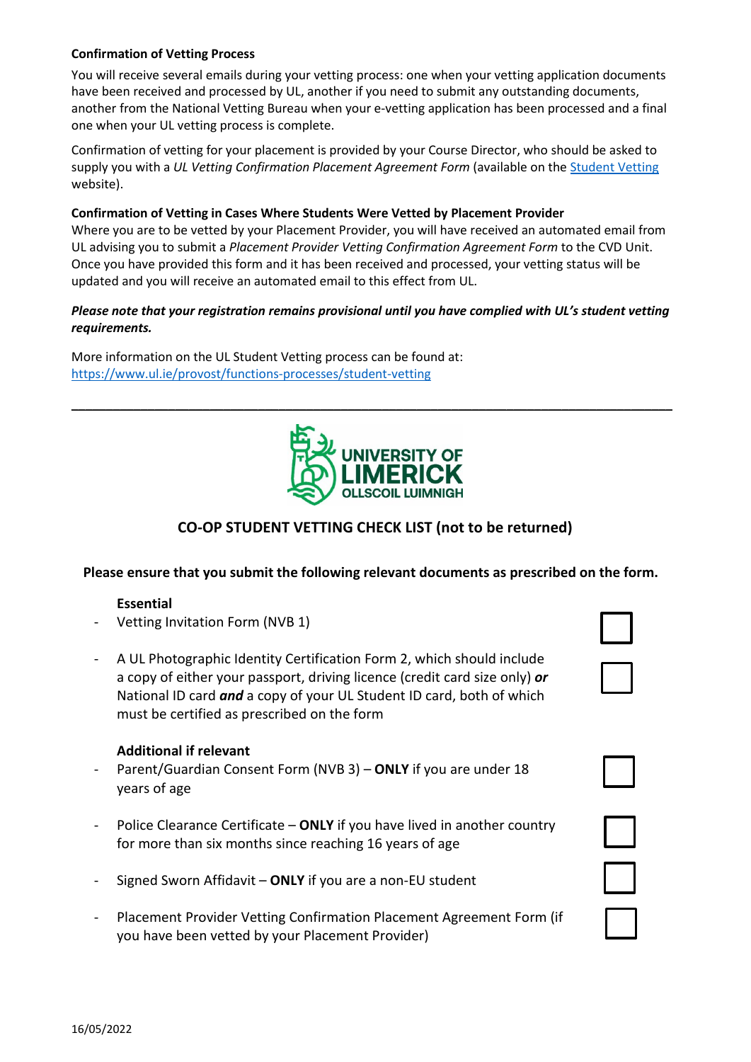**Confirmation of Vetting Process**

You will receive several emails during your vetting process: one when your vetting application documents have been received and processed by UL, another if you need to submit any outstanding documents, another from the National Vetting Bureau when your e-vetting application has been processed and a final one when your UL vetting process is complete.

Confirmation of vetting for your placement is provided by your Course Director, who should be asked to supply you with a *UL Vetting Confirmation Placement Agreement Form* (available on the Student Vetting website).

**Confirmation of Vetting in Cases Where Students Were Vetted by Placement Provider**

Where you are to be vetted by your Placement Provider, you will have received an automated email from UL advising you to submit a *Placement Provider Vetting Confirmation Agreement Form* to the CVD Unit. Once you have provided this form and it has been received and processed, your vetting status will be updated and you will receive an automated email to this effect from UL.

***Please note that your registration remains provisional until you have complied with UL's student vetting requirements.***

More information on the UL Student Vetting process can be found at:
https://www.ul.ie/provost/functions-processes/student-vetting

---

UNIVERSITY OF LIMERICK
OLLSCOIL LUIMNIGH

## CO-OP STUDENT VETTING CHECK LIST (not to be returned)

**Please ensure that you submit the following relevant documents as prescribed on the form.**

**Essential**

- Vetting Invitation Form (NVB 1) ☐
- A UL Photographic Identity Certification Form 2, which should include a copy of either your passport, driving licence (credit card size only) ***or*** National ID card ***and*** a copy of your UL Student ID card, both of which must be certified as prescribed on the form ☐

**Additional if relevant**

- Parent/Guardian Consent Form (NVB 3) – **ONLY** if you are under 18 years of age ☐
- Police Clearance Certificate – **ONLY** if you have lived in another country for more than six months since reaching 16 years of age ☐
- Signed Sworn Affidavit – **ONLY** if you are a non-EU student ☐
- Placement Provider Vetting Confirmation Placement Agreement Form (if you have been vetted by your Placement Provider) ☐

16/05/2022